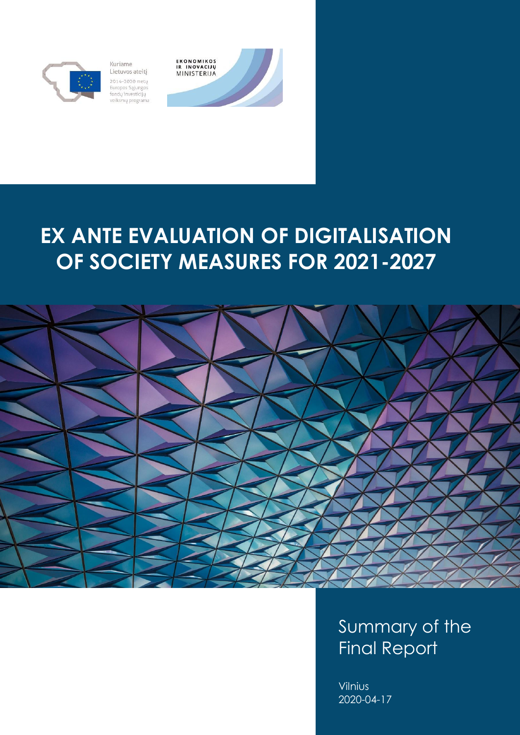Kuriame Lietuvos ateitį

2014–2020 metų Europos Sąjungos fondų investicijų veiksmų programa

EKONOMIKOS IR INOVACIJŲ MINISTERIJA

# EX ANTE EVALUATION OF DIGITALISATION OF SOCIETY MEASURES FOR 2021-2027

## Summary of the Final Report

Vilnius
2020-04-17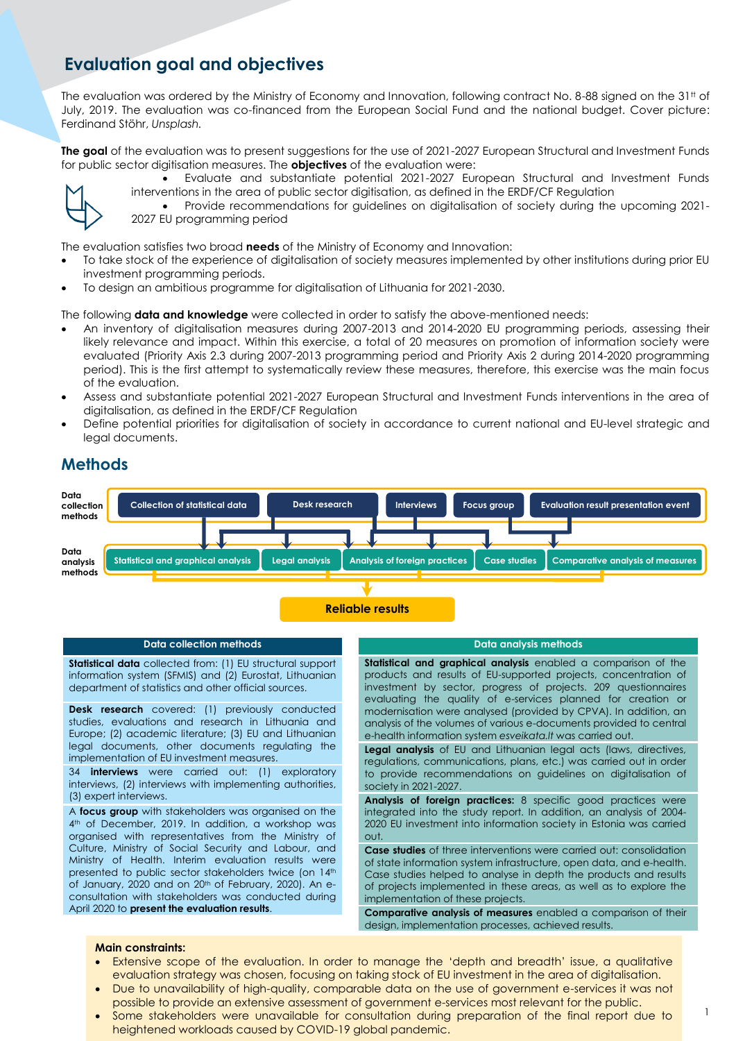## Evaluation goal and objectives

The evaluation was ordered by the Ministry of Economy and Innovation, following contract No. 8-88 signed on the 31[tt] of July, 2019. The evaluation was co-financed from the European Social Fund and the national budget. Cover picture: Ferdinand Stöhr, *Unsplash*.

**The goal** of the evaluation was to present suggestions for the use of 2021-2027 European Structural and Investment Funds for public sector digitisation measures. The **objectives** of the evaluation were:

- Evaluate and substantiate potential 2021-2027 European Structural and Investment Funds interventions in the area of public sector digitisation, as defined in the ERDF/CF Regulation
- Provide recommendations for guidelines on digitalisation of society during the upcoming 2021-2027 EU programming period

The evaluation satisfies two broad **needs** of the Ministry of Economy and Innovation:

- To take stock of the experience of digitalisation of society measures implemented by other institutions during prior EU investment programming periods.
- To design an ambitious programme for digitalisation of Lithuania for 2021-2030.

The following **data and knowledge** were collected in order to satisfy the above-mentioned needs:

- An inventory of digitalisation measures during 2007-2013 and 2014-2020 EU programming periods, assessing their likely relevance and impact. Within this exercise, a total of 20 measures on promotion of information society were evaluated (Priority Axis 2.3 during 2007-2013 programming period and Priority Axis 2 during 2014-2020 programming period). This is the first attempt to systematically review these measures, therefore, this exercise was the main focus of the evaluation.
- Assess and substantiate potential 2021-2027 European Structural and Investment Funds interventions in the area of digitalisation, as defined in the ERDF/CF Regulation
- Define potential priorities for digitalisation of society in accordance to current national and EU-level strategic and legal documents.

## Methods

**Data collection methods:** Collection of statistical data | Desk research | Interviews | Focus group | Evaluation result presentation event

**Data analysis methods:** Statistical and graphical analysis | Legal analysis | Analysis of foreign practices | Case studies | Comparative analysis of measures

→ **Reliable results**

| Data collection methods | Data analysis methods |
|---|---|
| **Statistical data** collected from: (1) EU structural support information system (SFMIS) and (2) Eurostat, Lithuanian department of statistics and other official sources. | **Statistical and graphical analysis** enabled a comparison of the products and results of EU-supported projects, concentration of investment by sector, progress of projects. 209 questionnaires evaluating the quality of e-services planned for creation or modernisation were analysed (provided by CPVA). In addition, an analysis of the volumes of various e-documents provided to central e-health information system *esveikata.lt* was carried out. |
| **Desk research** covered: (1) previously conducted studies, evaluations and research in Lithuania and Europe; (2) academic literature; (3) EU and Lithuanian legal documents, other documents regulating the implementation of EU investment measures. | **Legal analysis** of EU and Lithuanian legal acts (laws, directives, regulations, communications, plans, etc.) was carried out in order to provide recommendations on guidelines on digitalisation of society in 2021-2027. |
| 34 **interviews** were carried out: (1) exploratory interviews, (2) interviews with implementing authorities, (3) expert interviews. | **Analysis of foreign practices:** 8 specific good practices were integrated into the study report. In addition, an analysis of 2004-2020 EU investment into information society in Estonia was carried out. |
| A **focus group** with stakeholders was organised on the 4[th] of December, 2019. In addition, a workshop was organised with representatives from the Ministry of Culture, Ministry of Social Security and Labour, and Ministry of Health. Interim evaluation results were presented to public sector stakeholders twice (on 14[th] of January, 2020 and on 20[th] of February, 2020). An e-consultation with stakeholders was conducted during April 2020 to **present the evaluation results**. | **Case studies** of three interventions were carried out: consolidation of state information system infrastructure, open data, and e-health. Case studies helped to analyse in depth the products and results of projects implemented in these areas, as well as to explore the implementation of these projects. |
| | **Comparative analysis of measures** enabled a comparison of their design, implementation processes, achieved results. |

**Main constraints:**

- Extensive scope of the evaluation. In order to manage the 'depth and breadth' issue, a qualitative evaluation strategy was chosen, focusing on taking stock of EU investment in the area of digitalisation.
- Due to unavailability of high-quality, comparable data on the use of government e-services it was not possible to provide an extensive assessment of government e-services most relevant for the public.
- Some stakeholders were unavailable for consultation during preparation of the final report due to heightened workloads caused by COVID-19 global pandemic.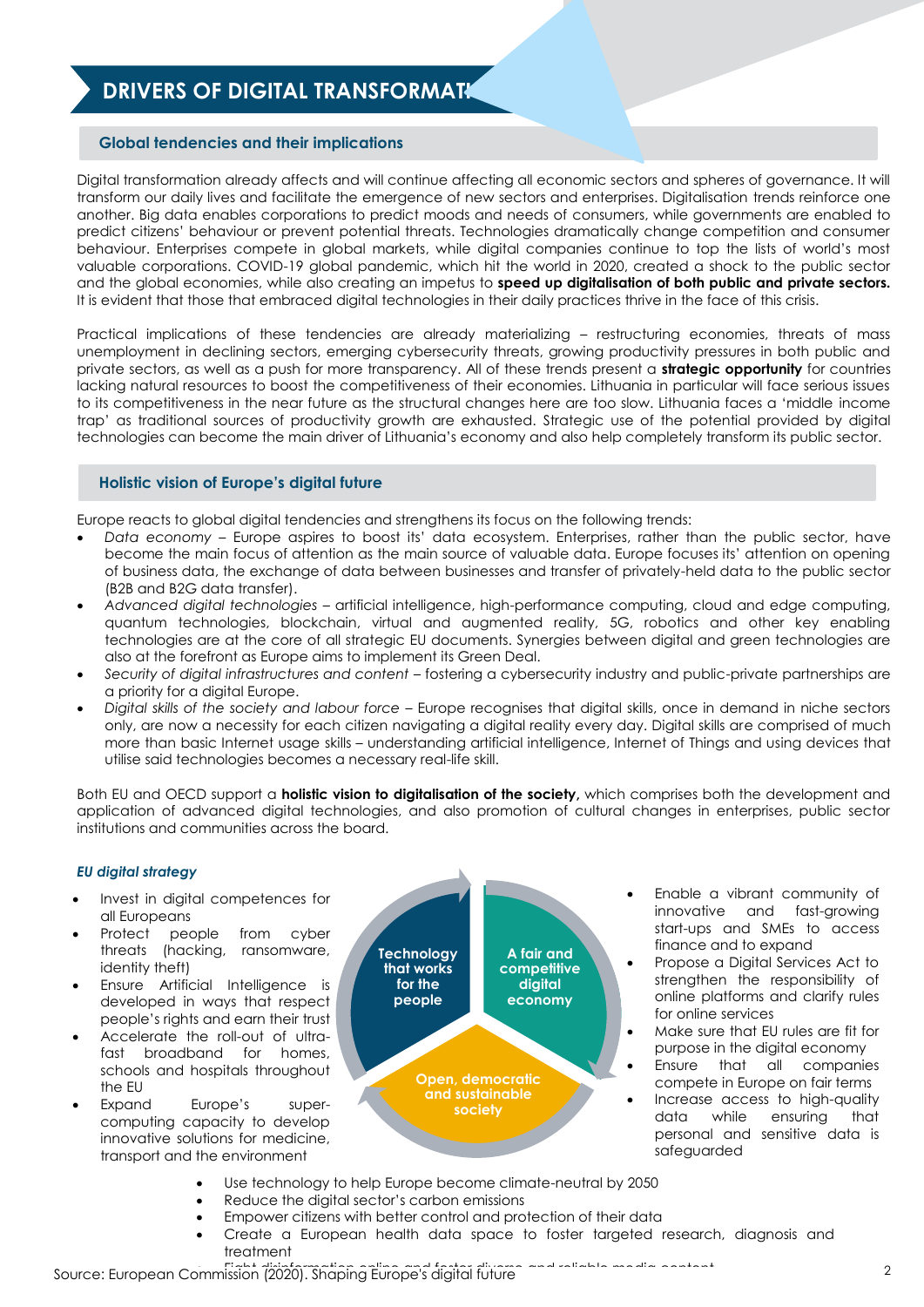# DRIVERS OF DIGITAL TRANSFORMATI

## Global tendencies and their implications

Digital transformation already affects and will continue affecting all economic sectors and spheres of governance. It will transform our daily lives and facilitate the emergence of new sectors and enterprises. Digitalisation trends reinforce one another. Big data enables corporations to predict moods and needs of consumers, while governments are enabled to predict citizens' behaviour or prevent potential threats. Technologies dramatically change competition and consumer behaviour. Enterprises compete in global markets, while digital companies continue to top the lists of world's most valuable corporations. COVID-19 global pandemic, which hit the world in 2020, created a shock to the public sector and the global economies, while also creating an impetus to **speed up digitalisation of both public and private sectors.** It is evident that those that embraced digital technologies in their daily practices thrive in the face of this crisis.

Practical implications of these tendencies are already materializing – restructuring economies, threats of mass unemployment in declining sectors, emerging cybersecurity threats, growing productivity pressures in both public and private sectors, as well as a push for more transparency. All of these trends present a **strategic opportunity** for countries lacking natural resources to boost the competitiveness of their economies. Lithuania in particular will face serious issues to its competitiveness in the near future as the structural changes here are too slow. Lithuania faces a 'middle income trap' as traditional sources of productivity growth are exhausted. Strategic use of the potential provided by digital technologies can become the main driver of Lithuania's economy and also help completely transform its public sector.

## Holistic vision of Europe's digital future

Europe reacts to global digital tendencies and strengthens its focus on the following trends:

- *Data economy* – Europe aspires to boost its' data ecosystem. Enterprises, rather than the public sector, have become the main focus of attention as the main source of valuable data. Europe focuses its' attention on opening of business data, the exchange of data between businesses and transfer of privately-held data to the public sector (B2B and B2G data transfer).
- *Advanced digital technologies* – artificial intelligence, high-performance computing, cloud and edge computing, quantum technologies, blockchain, virtual and augmented reality, 5G, robotics and other key enabling technologies are at the core of all strategic EU documents. Synergies between digital and green technologies are also at the forefront as Europe aims to implement its Green Deal.
- *Security of digital infrastructures and content* – fostering a cybersecurity industry and public-private partnerships are a priority for a digital Europe.
- *Digital skills of the society and labour force* – Europe recognises that digital skills, once in demand in niche sectors only, are now a necessity for each citizen navigating a digital reality every day. Digital skills are comprised of much more than basic Internet usage skills – understanding artificial intelligence, Internet of Things and using devices that utilise said technologies becomes a necessary real-life skill.

Both EU and OECD support a **holistic vision to digitalisation of the society,** which comprises both the development and application of advanced digital technologies, and also promotion of cultural changes in enterprises, public sector institutions and communities across the board.

***EU digital strategy***

**Technology that works for the people**

- Invest in digital competences for all Europeans
- Protect people from cyber threats (hacking, ransomware, identity theft)
- Ensure Artificial Intelligence is developed in ways that respect people's rights and earn their trust
- Accelerate the roll-out of ultra-fast broadband for homes, schools and hospitals throughout the EU
- Expand Europe's super-computing capacity to develop innovative solutions for medicine, transport and the environment

**A fair and competitive digital economy**

- Enable a vibrant community of innovative and fast-growing start-ups and SMEs to access finance and to expand
- Propose a Digital Services Act to strengthen the responsibility of online platforms and clarify rules for online services
- Make sure that EU rules are fit for purpose in the digital economy
- Ensure that all companies compete in Europe on fair terms
- Increase access to high-quality data while ensuring that personal and sensitive data is safeguarded

**Open, democratic and sustainable society**

- Use technology to help Europe become climate-neutral by 2050
- Reduce the digital sector's carbon emissions
- Empower citizens with better control and protection of their data
- Create a European health data space to foster targeted research, diagnosis and treatment
- Fight disinformation online and foster diverse and reliable media content

Source: European Commission (2020). Shaping Europe's digital future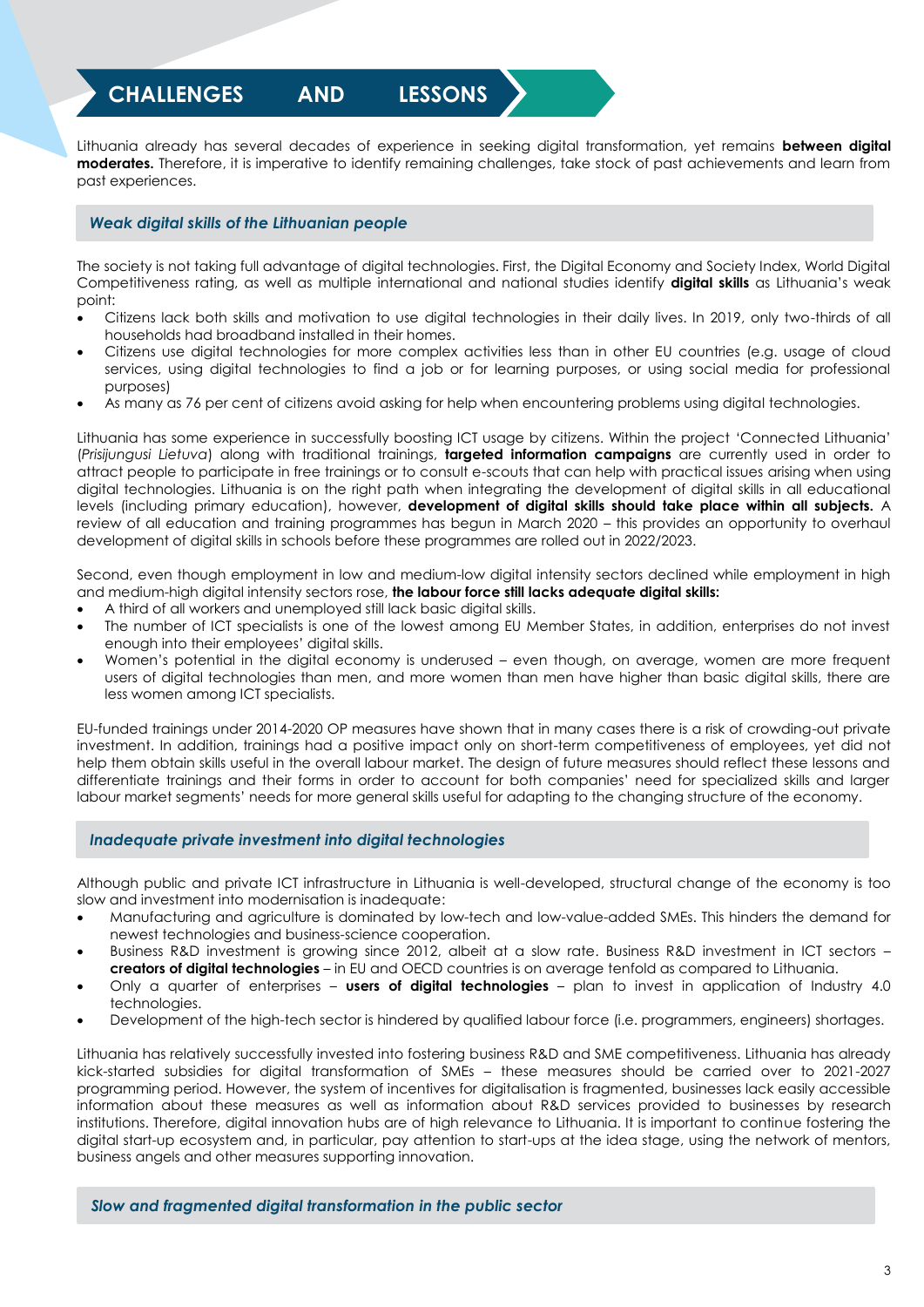## CHALLENGES AND LESSONS

Lithuania already has several decades of experience in seeking digital transformation, yet remains **between digital moderates.** Therefore, it is imperative to identify remaining challenges, take stock of past achievements and learn from past experiences.

### *Weak digital skills of the Lithuanian people*

The society is not taking full advantage of digital technologies. First, the Digital Economy and Society Index, World Digital Competitiveness rating, as well as multiple international and national studies identify **digital skills** as Lithuania's weak point:

- Citizens lack both skills and motivation to use digital technologies in their daily lives. In 2019, only two-thirds of all households had broadband installed in their homes.
- Citizens use digital technologies for more complex activities less than in other EU countries (e.g. usage of cloud services, using digital technologies to find a job or for learning purposes, or using social media for professional purposes)
- As many as 76 per cent of citizens avoid asking for help when encountering problems using digital technologies.

Lithuania has some experience in successfully boosting ICT usage by citizens. Within the project 'Connected Lithuania' (*Prisijungusi Lietuva*) along with traditional trainings, **targeted information campaigns** are currently used in order to attract people to participate in free trainings or to consult e-scouts that can help with practical issues arising when using digital technologies. Lithuania is on the right path when integrating the development of digital skills in all educational levels (including primary education), however, **development of digital skills should take place within all subjects.** A review of all education and training programmes has begun in March 2020 – this provides an opportunity to overhaul development of digital skills in schools before these programmes are rolled out in 2022/2023.

Second, even though employment in low and medium-low digital intensity sectors declined while employment in high and medium-high digital intensity sectors rose, **the labour force still lacks adequate digital skills:**

- A third of all workers and unemployed still lack basic digital skills.
- The number of ICT specialists is one of the lowest among EU Member States, in addition, enterprises do not invest enough into their employees' digital skills.
- Women's potential in the digital economy is underused – even though, on average, women are more frequent users of digital technologies than men, and more women than men have higher than basic digital skills, there are less women among ICT specialists.

EU-funded trainings under 2014-2020 OP measures have shown that in many cases there is a risk of crowding-out private investment. In addition, trainings had a positive impact only on short-term competitiveness of employees, yet did not help them obtain skills useful in the overall labour market. The design of future measures should reflect these lessons and differentiate trainings and their forms in order to account for both companies' need for specialized skills and larger labour market segments' needs for more general skills useful for adapting to the changing structure of the economy.

### *Inadequate private investment into digital technologies*

Although public and private ICT infrastructure in Lithuania is well-developed, structural change of the economy is too slow and investment into modernisation is inadequate:

- Manufacturing and agriculture is dominated by low-tech and low-value-added SMEs. This hinders the demand for newest technologies and business-science cooperation.
- Business R&D investment is growing since 2012, albeit at a slow rate. Business R&D investment in ICT sectors – **creators of digital technologies** – in EU and OECD countries is on average tenfold as compared to Lithuania.
- Only a quarter of enterprises – **users of digital technologies** – plan to invest in application of Industry 4.0 technologies.
- Development of the high-tech sector is hindered by qualified labour force (i.e. programmers, engineers) shortages.

Lithuania has relatively successfully invested into fostering business R&D and SME competitiveness. Lithuania has already kick-started subsidies for digital transformation of SMEs – these measures should be carried over to 2021-2027 programming period. However, the system of incentives for digitalisation is fragmented, businesses lack easily accessible information about these measures as well as information about R&D services provided to businesses by research institutions. Therefore, digital innovation hubs are of high relevance to Lithuania. It is important to continue fostering the digital start-up ecosystem and, in particular, pay attention to start-ups at the idea stage, using the network of mentors, business angels and other measures supporting innovation.

### *Slow and fragmented digital transformation in the public sector*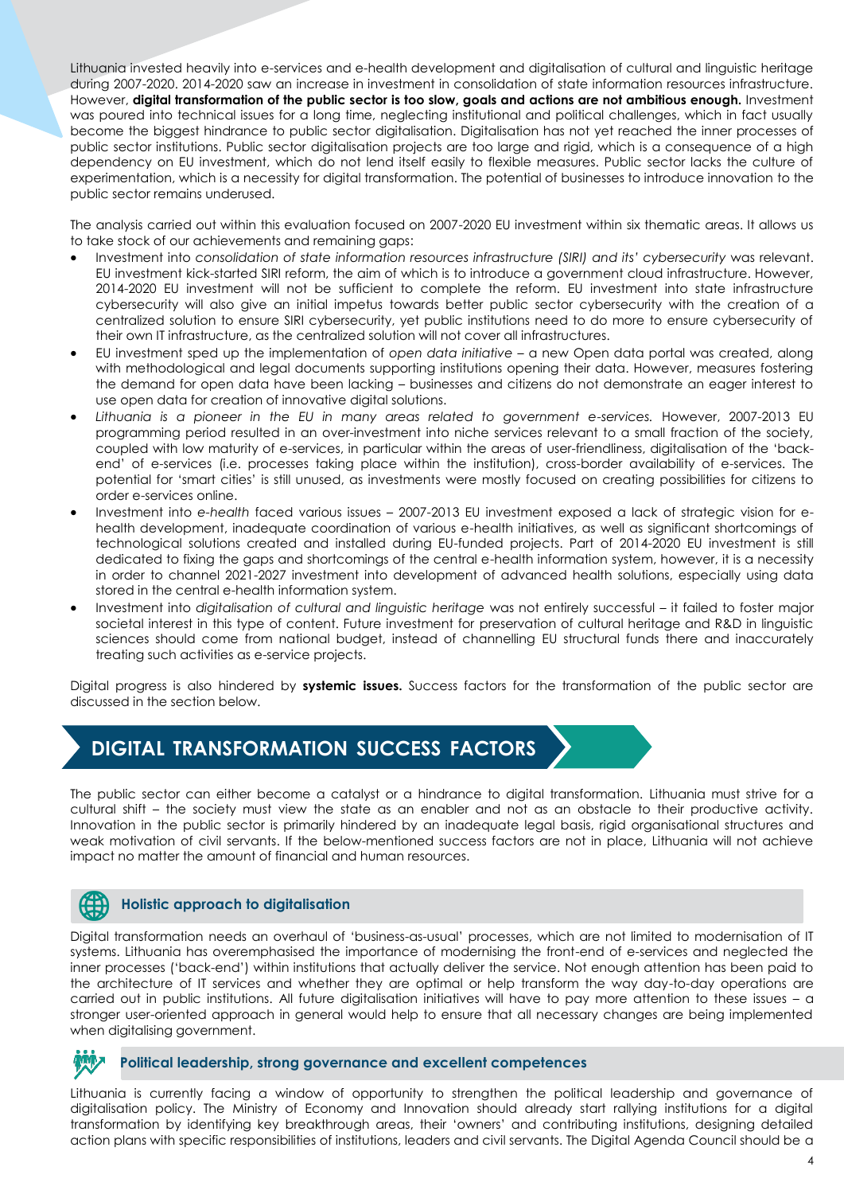Lithuania invested heavily into e-services and e-health development and digitalisation of cultural and linguistic heritage during 2007-2020. 2014-2020 saw an increase in investment in consolidation of state information resources infrastructure. However, **digital transformation of the public sector is too slow, goals and actions are not ambitious enough.** Investment was poured into technical issues for a long time, neglecting institutional and political challenges, which in fact usually become the biggest hindrance to public sector digitalisation. Digitalisation has not yet reached the inner processes of public sector institutions. Public sector digitalisation projects are too large and rigid, which is a consequence of a high dependency on EU investment, which do not lend itself easily to flexible measures. Public sector lacks the culture of experimentation, which is a necessity for digital transformation. The potential of businesses to introduce innovation to the public sector remains underused.

The analysis carried out within this evaluation focused on 2007-2020 EU investment within six thematic areas. It allows us to take stock of our achievements and remaining gaps:

- Investment into *consolidation of state information resources infrastructure (SIRI) and its' cybersecurity* was relevant. EU investment kick-started SIRI reform, the aim of which is to introduce a government cloud infrastructure. However, 2014-2020 EU investment will not be sufficient to complete the reform. EU investment into state infrastructure cybersecurity will also give an initial impetus towards better public sector cybersecurity with the creation of a centralized solution to ensure SIRI cybersecurity, yet public institutions need to do more to ensure cybersecurity of their own IT infrastructure, as the centralized solution will not cover all infrastructures.
- EU investment sped up the implementation of *open data initiative* – a new Open data portal was created, along with methodological and legal documents supporting institutions opening their data. However, measures fostering the demand for open data have been lacking – businesses and citizens do not demonstrate an eager interest to use open data for creation of innovative digital solutions.
- *Lithuania is a pioneer in the EU in many areas related to government e-services.* However, 2007-2013 EU programming period resulted in an over-investment into niche services relevant to a small fraction of the society, coupled with low maturity of e-services, in particular within the areas of user-friendliness, digitalisation of the 'back-end' of e-services (i.e. processes taking place within the institution), cross-border availability of e-services. The potential for 'smart cities' is still unused, as investments were mostly focused on creating possibilities for citizens to order e-services online.
- Investment into *e-health* faced various issues – 2007-2013 EU investment exposed a lack of strategic vision for e-health development, inadequate coordination of various e-health initiatives, as well as significant shortcomings of technological solutions created and installed during EU-funded projects. Part of 2014-2020 EU investment is still dedicated to fixing the gaps and shortcomings of the central e-health information system, however, it is a necessity in order to channel 2021-2027 investment into development of advanced health solutions, especially using data stored in the central e-health information system.
- Investment into *digitalisation of cultural and linguistic heritage* was not entirely successful – it failed to foster major societal interest in this type of content. Future investment for preservation of cultural heritage and R&D in linguistic sciences should come from national budget, instead of channelling EU structural funds there and inaccurately treating such activities as e-service projects.

Digital progress is also hindered by **systemic issues.** Success factors for the transformation of the public sector are discussed in the section below.

## DIGITAL TRANSFORMATION SUCCESS FACTORS

The public sector can either become a catalyst or a hindrance to digital transformation. Lithuania must strive for a cultural shift – the society must view the state as an enabler and not as an obstacle to their productive activity. Innovation in the public sector is primarily hindered by an inadequate legal basis, rigid organisational structures and weak motivation of civil servants. If the below-mentioned success factors are not in place, Lithuania will not achieve impact no matter the amount of financial and human resources.

### Holistic approach to digitalisation

Digital transformation needs an overhaul of 'business-as-usual' processes, which are not limited to modernisation of IT systems. Lithuania has overemphasised the importance of modernising the front-end of e-services and neglected the inner processes ('back-end') within institutions that actually deliver the service. Not enough attention has been paid to the architecture of IT services and whether they are optimal or help transform the way day-to-day operations are carried out in public institutions. All future digitalisation initiatives will have to pay more attention to these issues – a stronger user-oriented approach in general would help to ensure that all necessary changes are being implemented when digitalising government.

### Political leadership, strong governance and excellent competences

Lithuania is currently facing a window of opportunity to strengthen the political leadership and governance of digitalisation policy. The Ministry of Economy and Innovation should already start rallying institutions for a digital transformation by identifying key breakthrough areas, their 'owners' and contributing institutions, designing detailed action plans with specific responsibilities of institutions, leaders and civil servants. The Digital Agenda Council should be a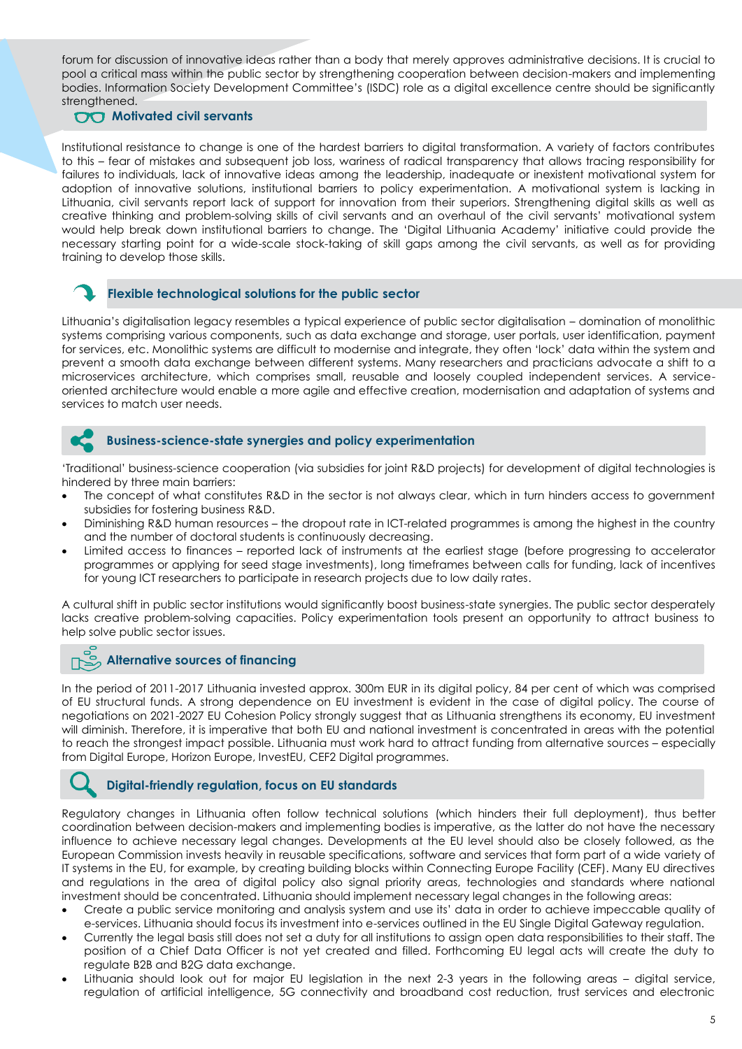forum for discussion of innovative ideas rather than a body that merely approves administrative decisions. It is crucial to pool a critical mass within the public sector by strengthening cooperation between decision-makers and implementing bodies. Information Society Development Committee's (ISDC) role as a digital excellence centre should be significantly strengthened.

### Motivated civil servants

Institutional resistance to change is one of the hardest barriers to digital transformation. A variety of factors contributes to this – fear of mistakes and subsequent job loss, wariness of radical transparency that allows tracing responsibility for failures to individuals, lack of innovative ideas among the leadership, inadequate or inexistent motivational system for adoption of innovative solutions, institutional barriers to policy experimentation. A motivational system is lacking in Lithuania, civil servants report lack of support for innovation from their superiors. Strengthening digital skills as well as creative thinking and problem-solving skills of civil servants and an overhaul of the civil servants' motivational system would help break down institutional barriers to change. The 'Digital Lithuania Academy' initiative could provide the necessary starting point for a wide-scale stock-taking of skill gaps among the civil servants, as well as for providing training to develop those skills.

### Flexible technological solutions for the public sector

Lithuania's digitalisation legacy resembles a typical experience of public sector digitalisation – domination of monolithic systems comprising various components, such as data exchange and storage, user portals, user identification, payment for services, etc. Monolithic systems are difficult to modernise and integrate, they often 'lock' data within the system and prevent a smooth data exchange between different systems. Many researchers and practicians advocate a shift to a microservices architecture, which comprises small, reusable and loosely coupled independent services. A service-oriented architecture would enable a more agile and effective creation, modernisation and adaptation of systems and services to match user needs.

### Business-science-state synergies and policy experimentation

'Traditional' business-science cooperation (via subsidies for joint R&D projects) for development of digital technologies is hindered by three main barriers:

- The concept of what constitutes R&D in the sector is not always clear, which in turn hinders access to government subsidies for fostering business R&D.
- Diminishing R&D human resources – the dropout rate in ICT-related programmes is among the highest in the country and the number of doctoral students is continuously decreasing.
- Limited access to finances – reported lack of instruments at the earliest stage (before progressing to accelerator programmes or applying for seed stage investments), long timeframes between calls for funding, lack of incentives for young ICT researchers to participate in research projects due to low daily rates.

A cultural shift in public sector institutions would significantly boost business-state synergies. The public sector desperately lacks creative problem-solving capacities. Policy experimentation tools present an opportunity to attract business to help solve public sector issues.

### Alternative sources of financing

In the period of 2011-2017 Lithuania invested approx. 300m EUR in its digital policy, 84 per cent of which was comprised of EU structural funds. A strong dependence on EU investment is evident in the case of digital policy. The course of negotiations on 2021-2027 EU Cohesion Policy strongly suggest that as Lithuania strengthens its economy, EU investment will diminish. Therefore, it is imperative that both EU and national investment is concentrated in areas with the potential to reach the strongest impact possible. Lithuania must work hard to attract funding from alternative sources – especially from Digital Europe, Horizon Europe, InvestEU, CEF2 Digital programmes.

### Digital-friendly regulation, focus on EU standards

Regulatory changes in Lithuania often follow technical solutions (which hinders their full deployment), thus better coordination between decision-makers and implementing bodies is imperative, as the latter do not have the necessary influence to achieve necessary legal changes. Developments at the EU level should also be closely followed, as the European Commission invests heavily in reusable specifications, software and services that form part of a wide variety of IT systems in the EU, for example, by creating building blocks within Connecting Europe Facility (CEF). Many EU directives and regulations in the area of digital policy also signal priority areas, technologies and standards where national investment should be concentrated. Lithuania should implement necessary legal changes in the following areas:

- Create a public service monitoring and analysis system and use its' data in order to achieve impeccable quality of e-services. Lithuania should focus its investment into e-services outlined in the EU Single Digital Gateway regulation.
- Currently the legal basis still does not set a duty for all institutions to assign open data responsibilities to their staff. The position of a Chief Data Officer is not yet created and filled. Forthcoming EU legal acts will create the duty to regulate B2B and B2G data exchange.
- Lithuania should look out for major EU legislation in the next 2-3 years in the following areas – digital service, regulation of artificial intelligence, 5G connectivity and broadband cost reduction, trust services and electronic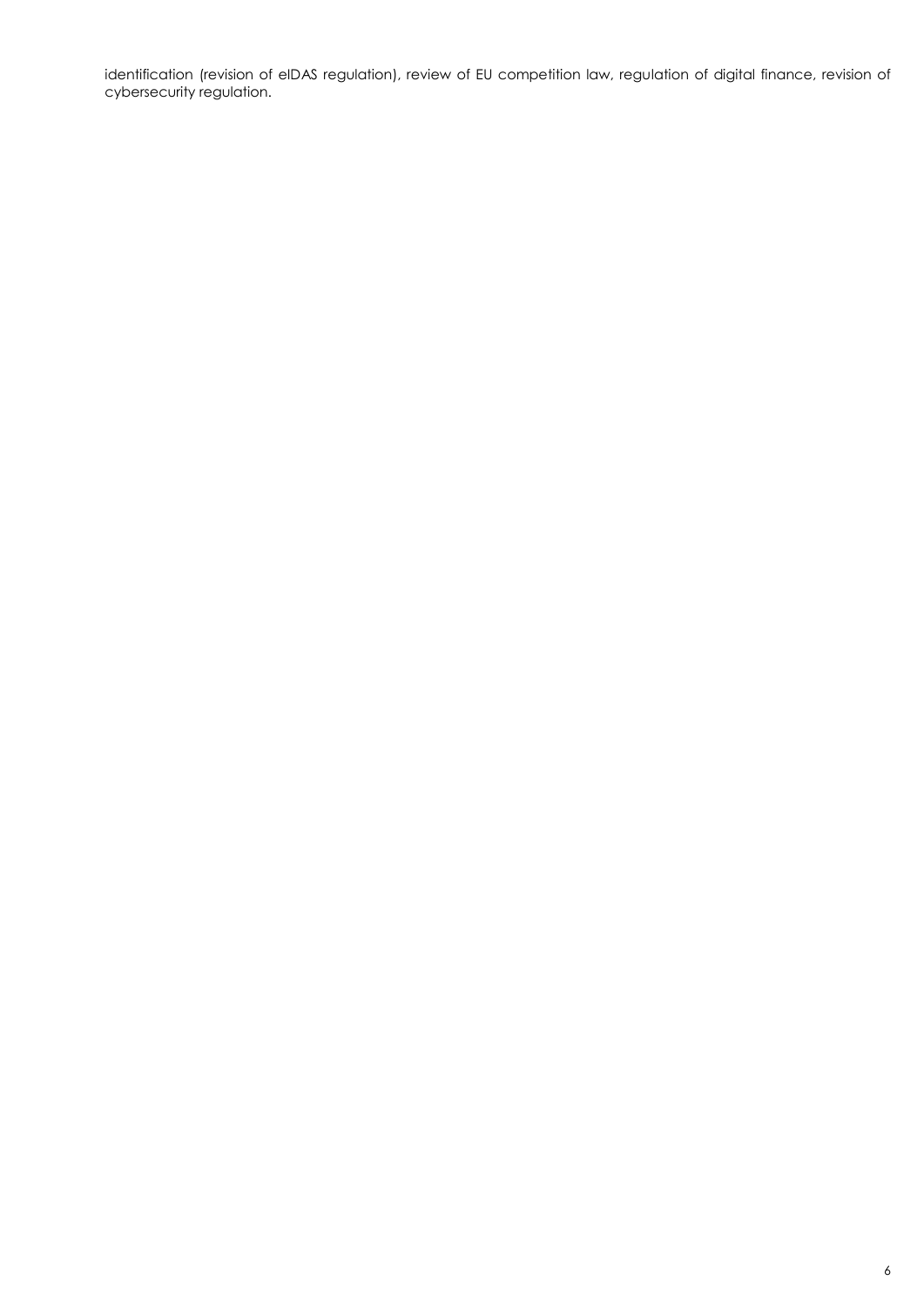identification (revision of eIDAS regulation), review of EU competition law, regulation of digital finance, revision of cybersecurity regulation.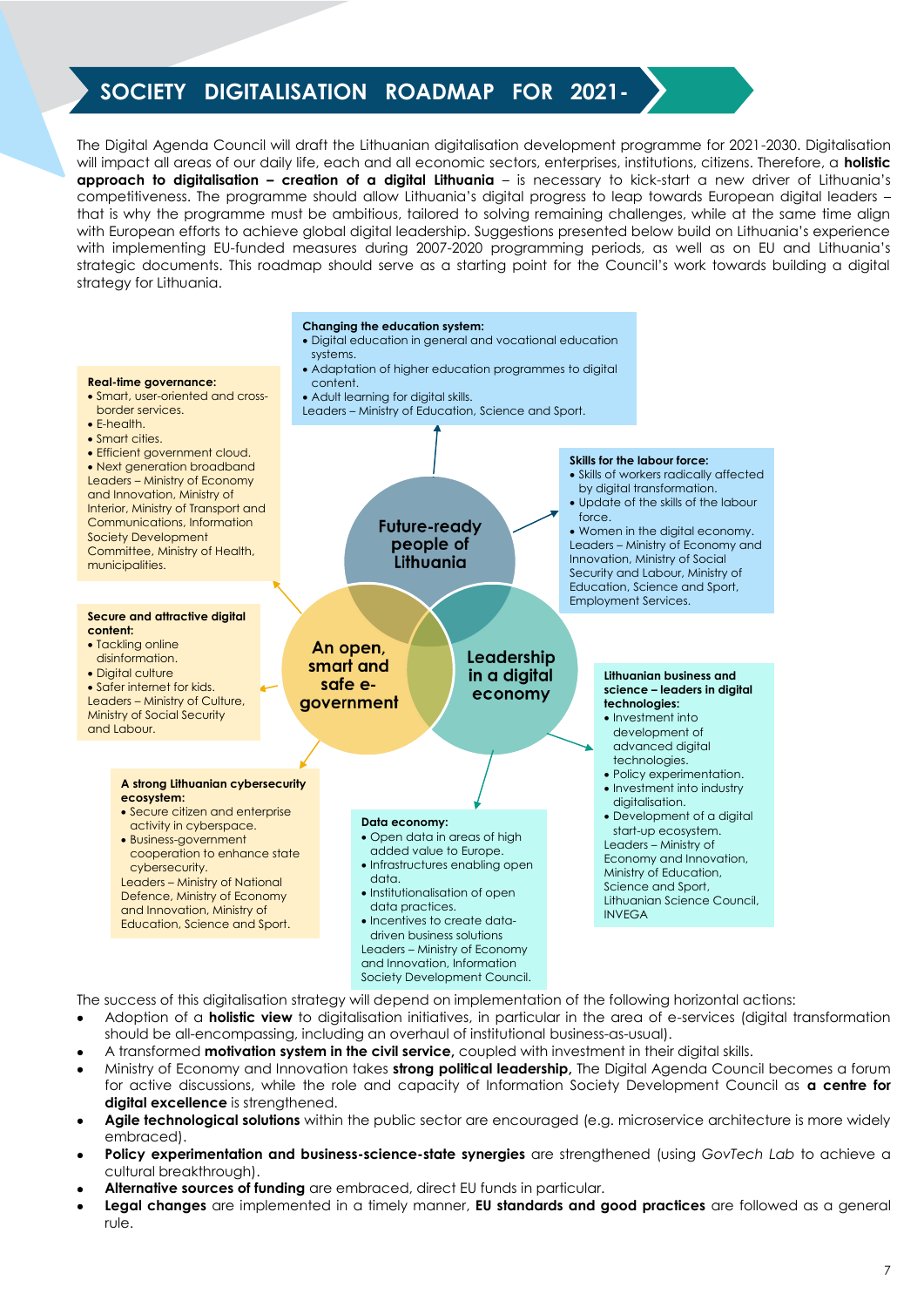# SOCIETY DIGITALISATION ROADMAP FOR 2021-

The Digital Agenda Council will draft the Lithuanian digitalisation development programme for 2021-2030. Digitalisation will impact all areas of our daily life, each and all economic sectors, enterprises, institutions, citizens. Therefore, a **holistic approach to digitalisation – creation of a digital Lithuania** – is necessary to kick-start a new driver of Lithuania's competitiveness. The programme should allow Lithuania's digital progress to leap towards European digital leaders – that is why the programme must be ambitious, tailored to solving remaining challenges, while at the same time align with European efforts to achieve global digital leadership. Suggestions presented below build on Lithuania's experience with implementing EU-funded measures during 2007-2020 programming periods, as well as on EU and Lithuania's strategic documents. This roadmap should serve as a starting point for the Council's work towards building a digital strategy for Lithuania.

**Future-ready people of Lithuania**

**Changing the education system:**
- Digital education in general and vocational education systems.
- Adaptation of higher education programmes to digital content.
- Adult learning for digital skills.

Leaders – Ministry of Education, Science and Sport.

**Skills for the labour force:**
- Skills of workers radically affected by digital transformation.
- Update of the skills of the labour force.
- Women in the digital economy.

Leaders – Ministry of Economy and Innovation, Ministry of Social Security and Labour, Ministry of Education, Science and Sport, Employment Services.

**An open, smart and safe e-government**

**Real-time governance:**
- Smart, user-oriented and cross-border services.
- E-health.
- Smart cities.
- Efficient government cloud.
- Next generation broadband

Leaders – Ministry of Economy and Innovation, Ministry of Interior, Ministry of Transport and Communications, Information Society Development Committee, Ministry of Health, municipalities.

**Secure and attractive digital content:**
- Tackling online disinformation.
- Digital culture
- Safer internet for kids.

Leaders – Ministry of Culture, Ministry of Social Security and Labour.

**A strong Lithuanian cybersecurity ecosystem:**
- Secure citizen and enterprise activity in cyberspace.
- Business-government cooperation to enhance state cybersecurity.

Leaders – Ministry of National Defence, Ministry of Economy and Innovation, Ministry of Education, Science and Sport.

**Leadership in a digital economy**

**Data economy:**
- Open data in areas of high added value to Europe.
- Infrastructures enabling open data.
- Institutionalisation of open data practices.
- Incentives to create data-driven business solutions

Leaders – Ministry of Economy and Innovation, Information Society Development Council.

**Lithuanian business and science – leaders in digital technologies:**
- Investment into development of advanced digital technologies.
- Policy experimentation.
- Investment into industry digitalisation.
- Development of a digital start-up ecosystem.

Leaders – Ministry of Economy and Innovation, Ministry of Education, Science and Sport, Lithuanian Science Council, INVEGA

The success of this digitalisation strategy will depend on implementation of the following horizontal actions:

- Adoption of a **holistic view** to digitalisation initiatives, in particular in the area of e-services (digital transformation should be all-encompassing, including an overhaul of institutional business-as-usual).
- A transformed **motivation system in the civil service,** coupled with investment in their digital skills.
- Ministry of Economy and Innovation takes **strong political leadership,** The Digital Agenda Council becomes a forum for active discussions, while the role and capacity of Information Society Development Council as **a centre for digital excellence** is strengthened.
- **Agile technological solutions** within the public sector are encouraged (e.g. microservice architecture is more widely embraced).
- **Policy experimentation and business-science-state synergies** are strengthened (using *GovTech Lab* to achieve a cultural breakthrough).
- **Alternative sources of funding** are embraced, direct EU funds in particular.
- **Legal changes** are implemented in a timely manner, **EU standards and good practices** are followed as a general rule.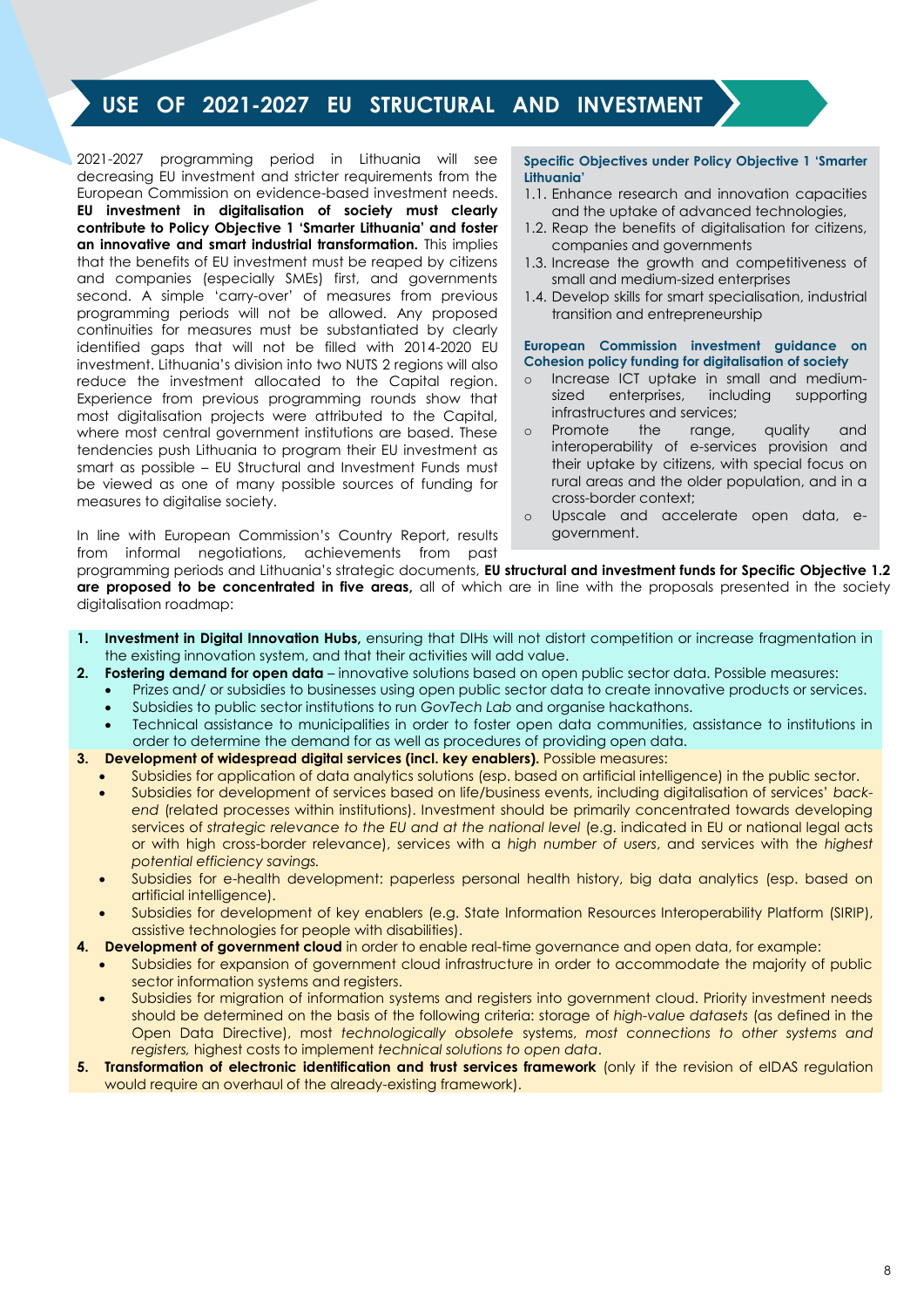## USE OF 2021-2027 EU STRUCTURAL AND INVESTMENT

2021-2027 programming period in Lithuania will see decreasing EU investment and stricter requirements from the European Commission on evidence-based investment needs. **EU investment in digitalisation of society must clearly contribute to Policy Objective 1 'Smarter Lithuania' and foster an innovative and smart industrial transformation.** This implies that the benefits of EU investment must be reaped by citizens and companies (especially SMEs) first, and governments second. A simple 'carry-over' of measures from previous programming periods will not be allowed. Any proposed continuities for measures must be substantiated by clearly identified gaps that will not be filled with 2014-2020 EU investment. Lithuania's division into two NUTS 2 regions will also reduce the investment allocated to the Capital region. Experience from previous programming rounds show that most digitalisation projects were attributed to the Capital, where most central government institutions are based. These tendencies push Lithuania to program their EU investment as smart as possible – EU Structural and Investment Funds must be viewed as one of many possible sources of funding for measures to digitalise society.

**Specific Objectives under Policy Objective 1 'Smarter Lithuania'**

1.1. Enhance research and innovation capacities and the uptake of advanced technologies,
1.2. Reap the benefits of digitalisation for citizens, companies and governments
1.3. Increase the growth and competitiveness of small and medium-sized enterprises
1.4. Develop skills for smart specialisation, industrial transition and entrepreneurship

**European Commission investment guidance on Cohesion policy funding for digitalisation of society**

- Increase ICT uptake in small and medium-sized enterprises, including supporting infrastructures and services;
- Promote the range, quality and interoperability of e-services provision and their uptake by citizens, with special focus on rural areas and the older population, and in a cross-border context;
- Upscale and accelerate open data, e-government.

In line with European Commission's Country Report, results from informal negotiations, achievements from past programming periods and Lithuania's strategic documents, **EU structural and investment funds for Specific Objective 1.2 are proposed to be concentrated in five areas,** all of which are in line with the proposals presented in the society digitalisation roadmap:

1. **Investment in Digital Innovation Hubs,** ensuring that DIHs will not distort competition or increase fragmentation in the existing innovation system, and that their activities will add value.
2. **Fostering demand for open data** – innovative solutions based on open public sector data. Possible measures:
   - Prizes and/ or subsidies to businesses using open public sector data to create innovative products or services.
   - Subsidies to public sector institutions to run *GovTech Lab* and organise hackathons.
   - Technical assistance to municipalities in order to foster open data communities, assistance to institutions in order to determine the demand for as well as procedures of providing open data.
3. **Development of widespread digital services (incl. key enablers).** Possible measures:
   - Subsidies for application of data analytics solutions (esp. based on artificial intelligence) in the public sector.
   - Subsidies for development of services based on life/business events, including digitalisation of services' *back-end* (related processes within institutions). Investment should be primarily concentrated towards developing services of *strategic relevance to the EU and at the national level* (e.g. indicated in EU or national legal acts or with high cross-border relevance), services with a *high number of users*, and services with the *highest potential efficiency savings.*
   - Subsidies for e-health development: paperless personal health history, big data analytics (esp. based on artificial intelligence).
   - Subsidies for development of key enablers (e.g. State Information Resources Interoperability Platform (SIRIP), assistive technologies for people with disabilities).
4. **Development of government cloud** in order to enable real-time governance and open data, for example:
   - Subsidies for expansion of government cloud infrastructure in order to accommodate the majority of public sector information systems and registers.
   - Subsidies for migration of information systems and registers into government cloud. Priority investment needs should be determined on the basis of the following criteria: storage of *high-value datasets* (as defined in the Open Data Directive), most *technologically obsolete* systems, *most connections to other systems and registers,* highest costs to implement *technical solutions to open data*.
5. **Transformation of electronic identification and trust services framework** (only if the revision of eIDAS regulation would require an overhaul of the already-existing framework).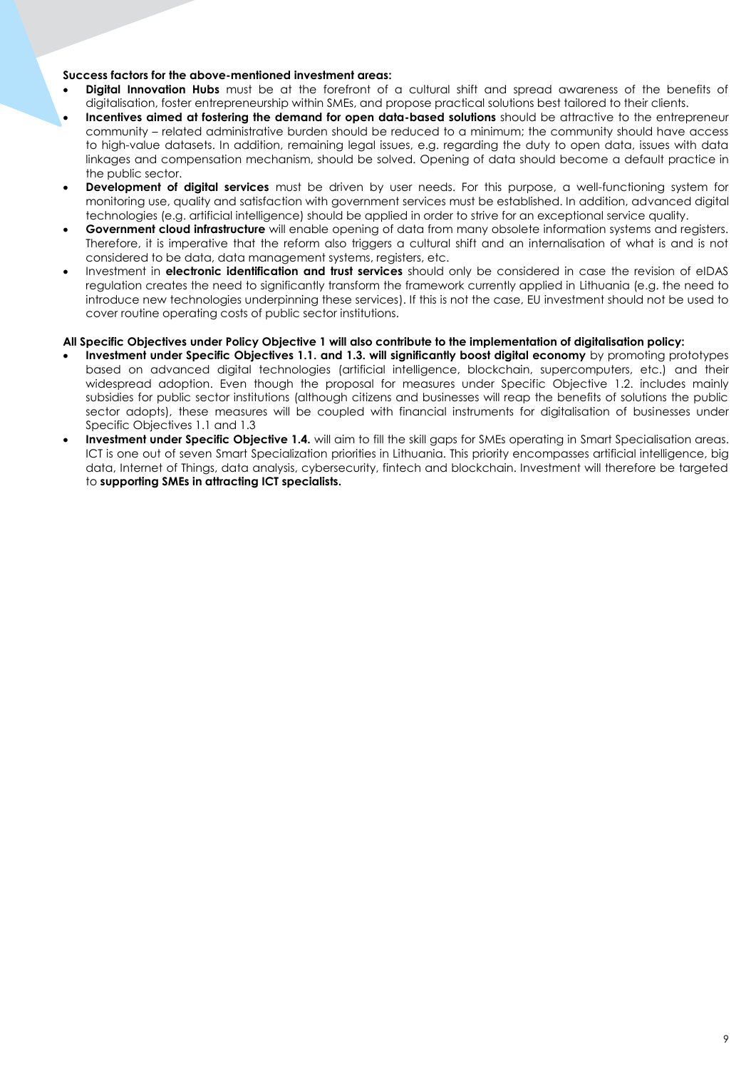**Success factors for the above-mentioned investment areas:**

- **Digital Innovation Hubs** must be at the forefront of a cultural shift and spread awareness of the benefits of digitalisation, foster entrepreneurship within SMEs, and propose practical solutions best tailored to their clients.
- **Incentives aimed at fostering the demand for open data-based solutions** should be attractive to the entrepreneur community – related administrative burden should be reduced to a minimum; the community should have access to high-value datasets. In addition, remaining legal issues, e.g. regarding the duty to open data, issues with data linkages and compensation mechanism, should be solved. Opening of data should become a default practice in the public sector.
- **Development of digital services** must be driven by user needs. For this purpose, a well-functioning system for monitoring use, quality and satisfaction with government services must be established. In addition, advanced digital technologies (e.g. artificial intelligence) should be applied in order to strive for an exceptional service quality.
- **Government cloud infrastructure** will enable opening of data from many obsolete information systems and registers. Therefore, it is imperative that the reform also triggers a cultural shift and an internalisation of what is and is not considered to be data, data management systems, registers, etc.
- Investment in **electronic identification and trust services** should only be considered in case the revision of eIDAS regulation creates the need to significantly transform the framework currently applied in Lithuania (e.g. the need to introduce new technologies underpinning these services). If this is not the case, EU investment should not be used to cover routine operating costs of public sector institutions.

**All Specific Objectives under Policy Objective 1 will also contribute to the implementation of digitalisation policy:**

- **Investment under Specific Objectives 1.1. and 1.3. will significantly boost digital economy** by promoting prototypes based on advanced digital technologies (artificial intelligence, blockchain, supercomputers, etc.) and their widespread adoption. Even though the proposal for measures under Specific Objective 1.2. includes mainly subsidies for public sector institutions (although citizens and businesses will reap the benefits of solutions the public sector adopts), these measures will be coupled with financial instruments for digitalisation of businesses under Specific Objectives 1.1 and 1.3
- **Investment under Specific Objective 1.4.** will aim to fill the skill gaps for SMEs operating in Smart Specialisation areas. ICT is one out of seven Smart Specialization priorities in Lithuania. This priority encompasses artificial intelligence, big data, Internet of Things, data analysis, cybersecurity, fintech and blockchain. Investment will therefore be targeted to **supporting SMEs in attracting ICT specialists.**